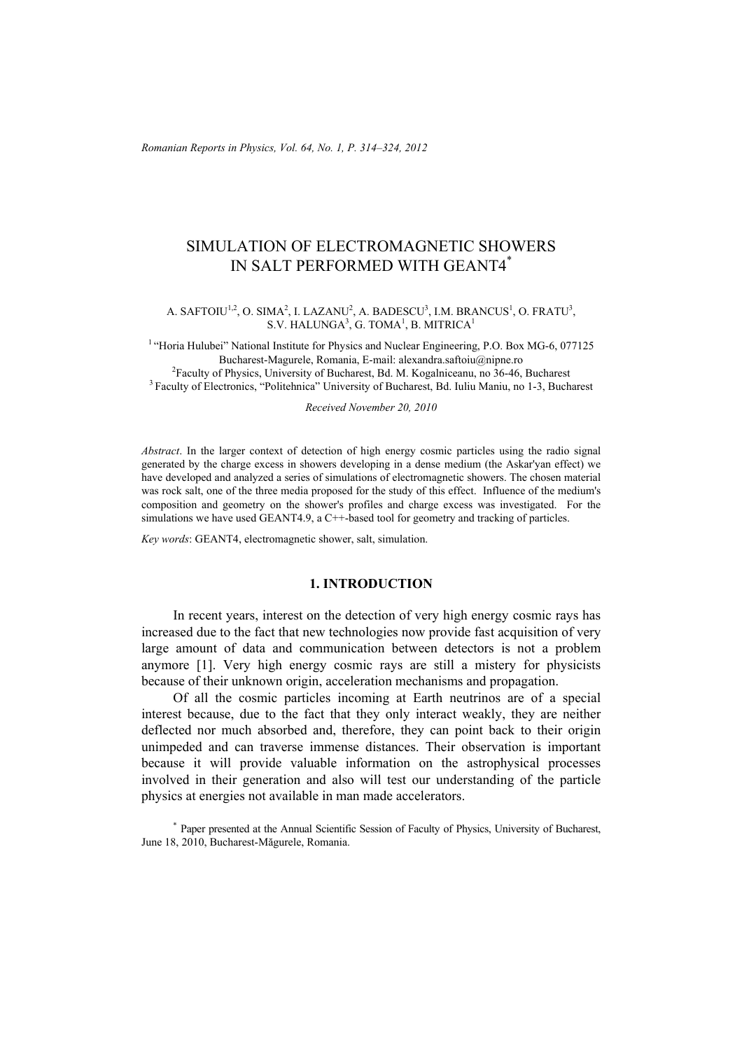# SIMULATION OF ELECTROMAGNETIC SHOWERS IN SALT PERFORMED WITH GEANT4*

A. SAFTOIU[1,2], O. SIMA[2], I. LAZANU[2], A. BADESCU[3], I.M. BRANCUS[1], O. FRATU[3], S.V. HALUNGA[3], G. TOMA[1], B. MITRICA[1]

[1] "Horia Hulubei" National Institute for Physics and Nuclear Engineering, P.O. Box MG-6, 077125 Bucharest-Magurele, Romania, E-mail: alexandra.saftoiu@nipne.ro

[2] Faculty of Physics, University of Bucharest, Bd. M. Kogalniceanu, no 36-46, Bucharest

[3] Faculty of Electronics, "Politehnica" University of Bucharest, Bd. Iuliu Maniu, no 1-3, Bucharest

*Received November 20, 2010*

*Abstract*. In the larger context of detection of high energy cosmic particles using the radio signal generated by the charge excess in showers developing in a dense medium (the Askar'yan effect) we have developed and analyzed a series of simulations of electromagnetic showers. The chosen material was rock salt, one of the three media proposed for the study of this effect. Influence of the medium's composition and geometry on the shower's profiles and charge excess was investigated. For the simulations we have used GEANT4.9, a C++-based tool for geometry and tracking of particles.

*Key words*: GEANT4, electromagnetic shower, salt, simulation.

## 1. INTRODUCTION

In recent years, interest on the detection of very high energy cosmic rays has increased due to the fact that new technologies now provide fast acquisition of very large amount of data and communication between detectors is not a problem anymore [1]. Very high energy cosmic rays are still a mistery for physicists because of their unknown origin, acceleration mechanisms and propagation.

Of all the cosmic particles incoming at Earth neutrinos are of a special interest because, due to the fact that they only interact weakly, they are neither deflected nor much absorbed and, therefore, they can point back to their origin unimpeded and can traverse immense distances. Their observation is important because it will provide valuable information on the astrophysical processes involved in their generation and also will test our understanding of the particle physics at energies not available in man made accelerators.

* Paper presented at the Annual Scientific Session of Faculty of Physics, University of Bucharest, June 18, 2010, Bucharest-Măgurele, Romania.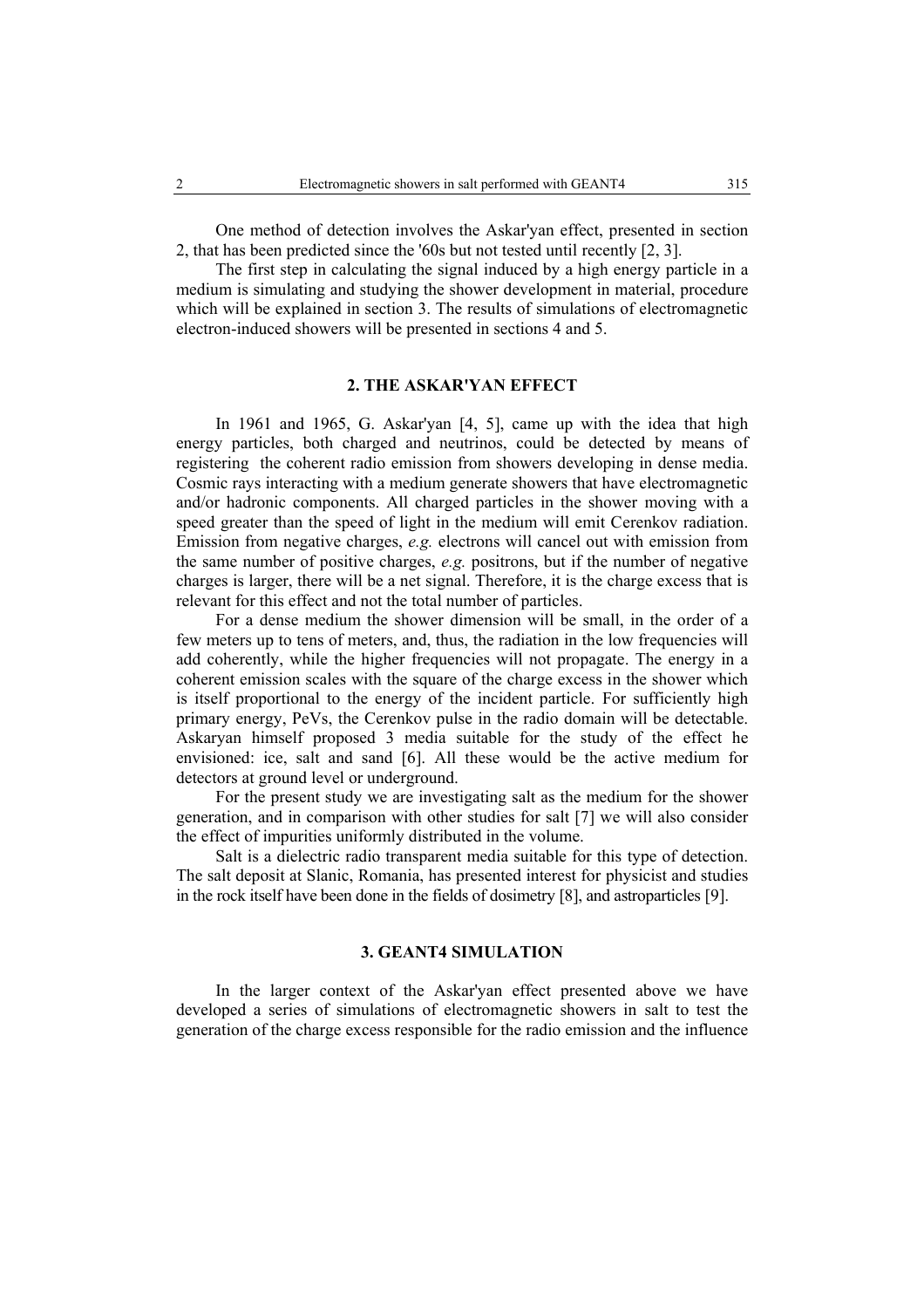One method of detection involves the Askar'yan effect, presented in section 2, that has been predicted since the '60s but not tested until recently [2, 3].

The first step in calculating the signal induced by a high energy particle in a medium is simulating and studying the shower development in material, procedure which will be explained in section 3. The results of simulations of electromagnetic electron-induced showers will be presented in sections 4 and 5.

## 2. THE ASKAR'YAN EFFECT

In 1961 and 1965, G. Askar'yan [4, 5], came up with the idea that high energy particles, both charged and neutrinos, could be detected by means of registering the coherent radio emission from showers developing in dense media. Cosmic rays interacting with a medium generate showers that have electromagnetic and/or hadronic components. All charged particles in the shower moving with a speed greater than the speed of light in the medium will emit Cerenkov radiation. Emission from negative charges, *e.g.* electrons will cancel out with emission from the same number of positive charges, *e.g.* positrons, but if the number of negative charges is larger, there will be a net signal. Therefore, it is the charge excess that is relevant for this effect and not the total number of particles.

For a dense medium the shower dimension will be small, in the order of a few meters up to tens of meters, and, thus, the radiation in the low frequencies will add coherently, while the higher frequencies will not propagate. The energy in a coherent emission scales with the square of the charge excess in the shower which is itself proportional to the energy of the incident particle. For sufficiently high primary energy, PeVs, the Cerenkov pulse in the radio domain will be detectable. Askaryan himself proposed 3 media suitable for the study of the effect he envisioned: ice, salt and sand [6]. All these would be the active medium for detectors at ground level or underground.

For the present study we are investigating salt as the medium for the shower generation, and in comparison with other studies for salt [7] we will also consider the effect of impurities uniformly distributed in the volume.

Salt is a dielectric radio transparent media suitable for this type of detection. The salt deposit at Slanic, Romania, has presented interest for physicist and studies in the rock itself have been done in the fields of dosimetry [8], and astroparticles [9].

## 3. GEANT4 SIMULATION

In the larger context of the Askar'yan effect presented above we have developed a series of simulations of electromagnetic showers in salt to test the generation of the charge excess responsible for the radio emission and the influence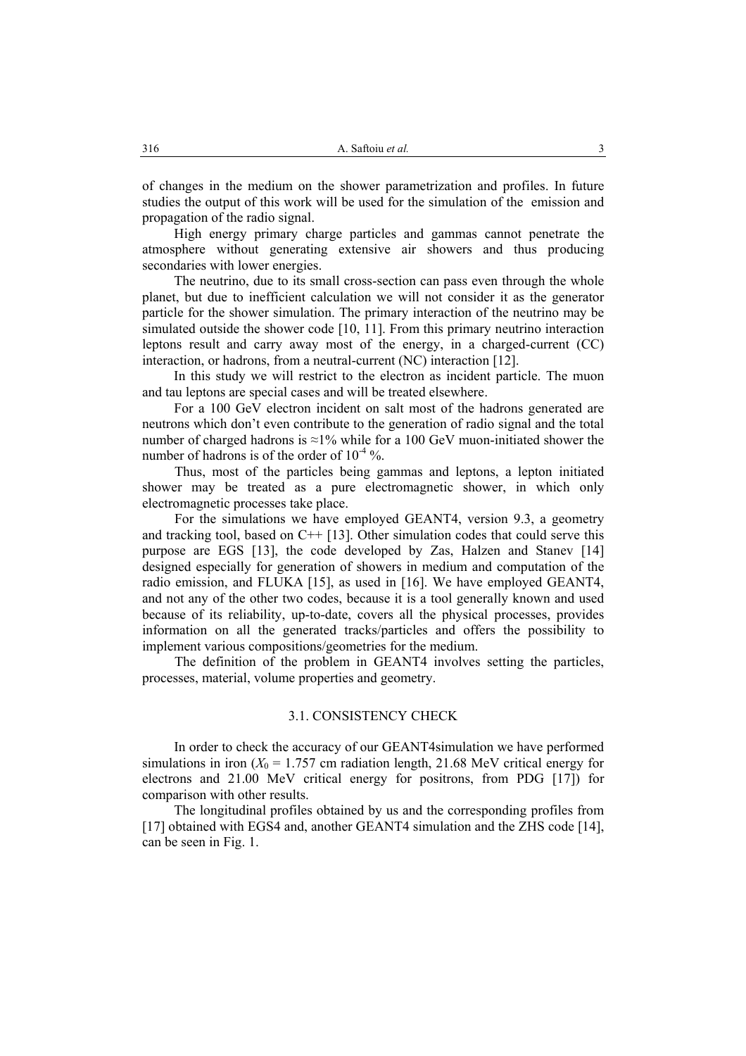of changes in the medium on the shower parametrization and profiles. In future studies the output of this work will be used for the simulation of the emission and propagation of the radio signal.

High energy primary charge particles and gammas cannot penetrate the atmosphere without generating extensive air showers and thus producing secondaries with lower energies.

The neutrino, due to its small cross-section can pass even through the whole planet, but due to inefficient calculation we will not consider it as the generator particle for the shower simulation. The primary interaction of the neutrino may be simulated outside the shower code [10, 11]. From this primary neutrino interaction leptons result and carry away most of the energy, in a charged-current (CC) interaction, or hadrons, from a neutral-current (NC) interaction [12].

In this study we will restrict to the electron as incident particle. The muon and tau leptons are special cases and will be treated elsewhere.

For a 100 GeV electron incident on salt most of the hadrons generated are neutrons which don't even contribute to the generation of radio signal and the total number of charged hadrons is ≈1% while for a 100 GeV muon-initiated shower the number of hadrons is of the order of $10^{-4}$ %.

Thus, most of the particles being gammas and leptons, a lepton initiated shower may be treated as a pure electromagnetic shower, in which only electromagnetic processes take place.

For the simulations we have employed GEANT4, version 9.3, a geometry and tracking tool, based on C++ [13]. Other simulation codes that could serve this purpose are EGS [13], the code developed by Zas, Halzen and Stanev [14] designed especially for generation of showers in medium and computation of the radio emission, and FLUKA [15], as used in [16]. We have employed GEANT4, and not any of the other two codes, because it is a tool generally known and used because of its reliability, up-to-date, covers all the physical processes, provides information on all the generated tracks/particles and offers the possibility to implement various compositions/geometries for the medium.

The definition of the problem in GEANT4 involves setting the particles, processes, material, volume properties and geometry.

### 3.1. CONSISTENCY CHECK

In order to check the accuracy of our GEANT4simulation we have performed simulations in iron ($X_0$ = 1.757 cm radiation length, 21.68 MeV critical energy for electrons and 21.00 MeV critical energy for positrons, from PDG [17]) for comparison with other results.

The longitudinal profiles obtained by us and the corresponding profiles from [17] obtained with EGS4 and, another GEANT4 simulation and the ZHS code [14], can be seen in Fig. 1.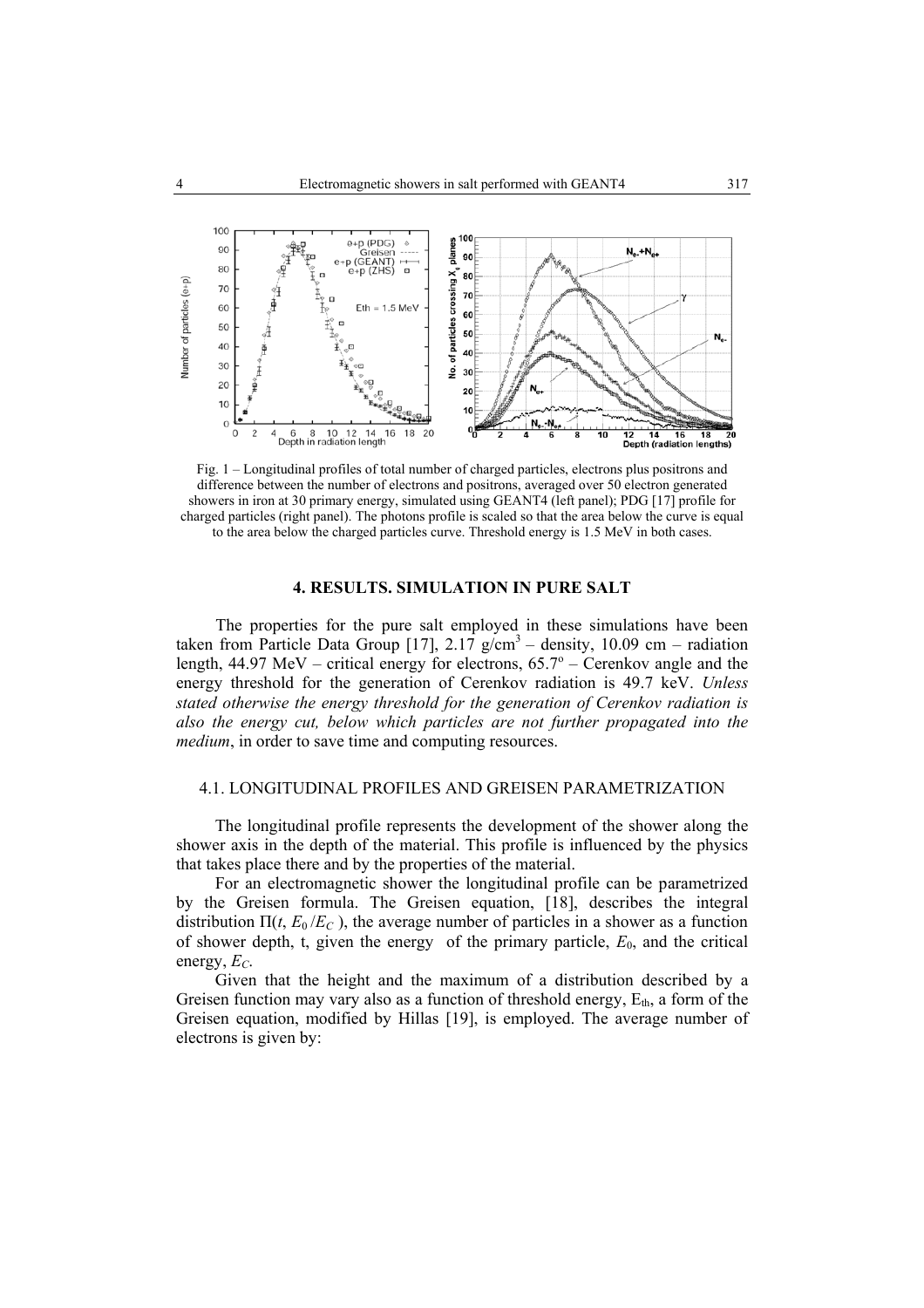Number of particles (e+p)

e+p (PDG)
Greisen
e+p (GEANT)
e+p (ZHS)

Eth = 1.5 MeV

Depth in radiation length

No. of particles crossing $X_t$ planes

$N_{e-}+N_{e+}$

γ

$N_{e-}$

$N_{e+}$

$N_{e-}-N_{e+}$

Depth (radiation lengths)

Fig. 1 – Longitudinal profiles of total number of charged particles, electrons plus positrons and difference between the number of electrons and positrons, averaged over 50 electron generated showers in iron at 30 primary energy, simulated using GEANT4 (left panel); PDG [17] profile for charged particles (right panel). The photons profile is scaled so that the area below the curve is equal to the area below the charged particles curve. Threshold energy is 1.5 MeV in both cases.

## 4. RESULTS. SIMULATION IN PURE SALT

The properties for the pure salt employed in these simulations have been taken from Particle Data Group [17], 2.17 g/cm$^3$ – density, 10.09 cm – radiation length, 44.97 MeV – critical energy for electrons, 65.7° – Cerenkov angle and the energy threshold for the generation of Cerenkov radiation is 49.7 keV. *Unless stated otherwise the energy threshold for the generation of Cerenkov radiation is also the energy cut, below which particles are not further propagated into the medium*, in order to save time and computing resources.

### 4.1. LONGITUDINAL PROFILES AND GREISEN PARAMETRIZATION

The longitudinal profile represents the development of the shower along the shower axis in the depth of the material. This profile is influenced by the physics that takes place there and by the properties of the material.

For an electromagnetic shower the longitudinal profile can be parametrized by the Greisen formula. The Greisen equation, [18], describes the integral distribution $\Pi(t, E_0/E_C)$, the average number of particles in a shower as a function of shower depth, t, given the energy of the primary particle, $E_0$, and the critical energy, $E_C$.

Given that the height and the maximum of a distribution described by a Greisen function may vary also as a function of threshold energy, $E_{th}$, a form of the Greisen equation, modified by Hillas [19], is employed. The average number of electrons is given by: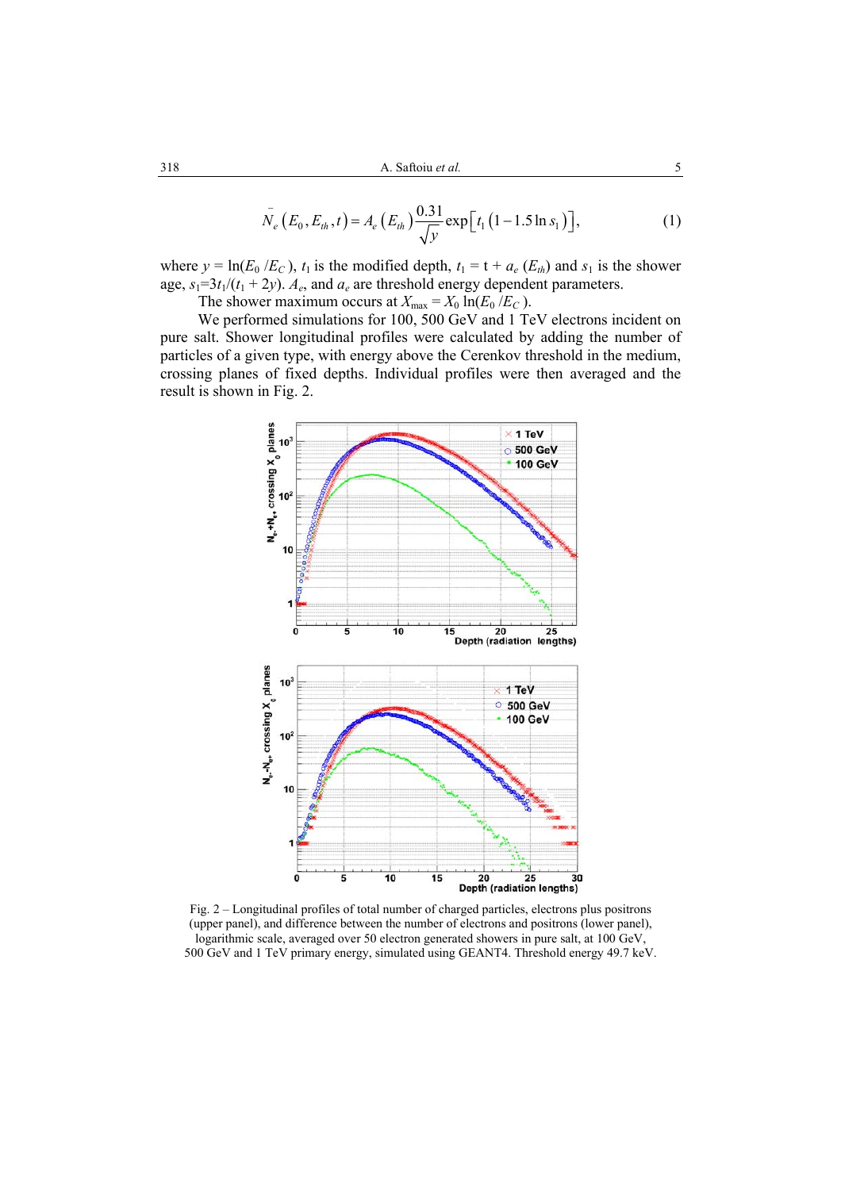$$\bar{N}_e\left(E_0, E_{th}, t\right) = A_e\left(E_{th}\right)\frac{0.31}{\sqrt{y}}\exp\left[t_1\left(1-1.5\ln s_1\right)\right], \tag{1}$$

where $y = \ln(E_0 / E_C)$, $t_1$ is the modified depth, $t_1 = t + a_e (E_{th})$ and $s_1$ is the shower age, $s_1 = 3t_1/(t_1 + 2y)$. $A_e$, and $a_e$ are threshold energy dependent parameters.

The shower maximum occurs at $X_{max} = X_0 \ln(E_0 / E_C)$.

We performed simulations for 100, 500 GeV and 1 TeV electrons incident on pure salt. Shower longitudinal profiles were calculated by adding the number of particles of a given type, with energy above the Cerenkov threshold in the medium, crossing planes of fixed depths. Individual profiles were then averaged and the result is shown in Fig. 2.

$N_{e-}+N_{e+}$ crossing $X_0$ planes

$10^3$
$10^2$
10
1

0 5 10 15 20 25
Depth (radiation lengths)

1 TeV
500 GeV
100 GeV

$N_{e-}-N_{e+}$ crossing $X_0$ planes

$10^3$
$10^2$
10
1

0 5 10 15 20 25 30
Depth (radiation lengths)

1 TeV
500 GeV
100 GeV

Fig. 2 – Longitudinal profiles of total number of charged particles, electrons plus positrons (upper panel), and difference between the number of electrons and positrons (lower panel), logarithmic scale, averaged over 50 electron generated showers in pure salt, at 100 GeV, 500 GeV and 1 TeV primary energy, simulated using GEANT4. Threshold energy 49.7 keV.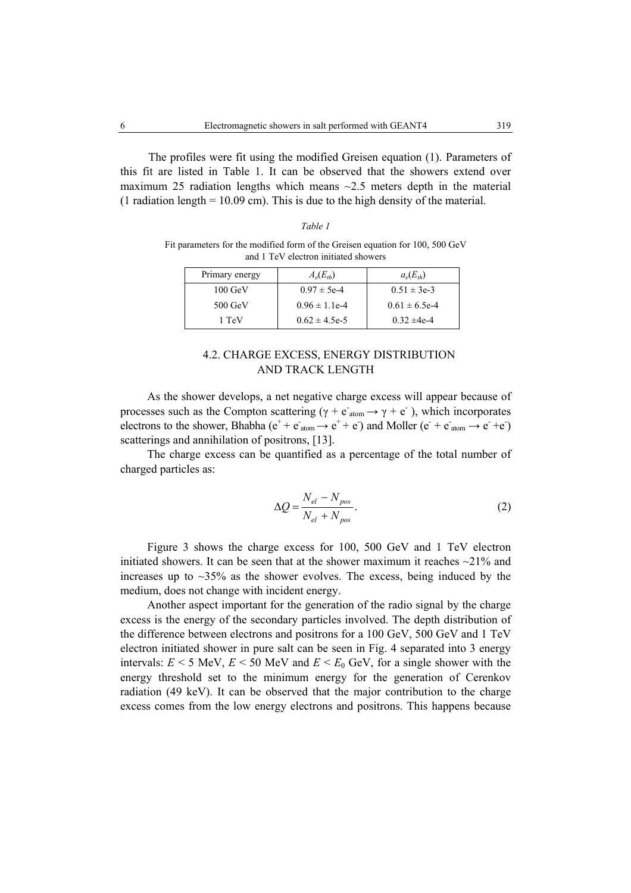The profiles were fit using the modified Greisen equation (1). Parameters of this fit are listed in Table 1. It can be observed that the showers extend over maximum 25 radiation lengths which means ~2.5 meters depth in the material (1 radiation length = 10.09 cm). This is due to the high density of the material.

*Table 1*

Fit parameters for the modified form of the Greisen equation for 100, 500 GeV and 1 TeV electron initiated showers

| Primary energy | $A_e(E_{th})$ | $a_e(E_{th})$ |
|---|---|---|
| 100 GeV | 0.97 ± 5e-4 | 0.51 ± 3e-3 |
| 500 GeV | 0.96 ± 1.1e-4 | 0.61 ± 6.5e-4 |
| 1 TeV | 0.62 ± 4.5e-5 | 0.32 ±4e-4 |

### 4.2. CHARGE EXCESS, ENERGY DISTRIBUTION AND TRACK LENGTH

As the shower develops, a net negative charge excess will appear because of processes such as the Compton scattering ($\gamma + e^-_{atom} \rightarrow \gamma + e^-$), which incorporates electrons to the shower, Bhabha ($e^+ + e^-_{atom} \rightarrow e^+ + e^-$) and Moller ($e^- + e^-_{atom} \rightarrow e^- + e^-$) scatterings and annihilation of positrons, [13].

The charge excess can be quantified as a percentage of the total number of charged particles as:

$$\Delta Q = \frac{N_{el} - N_{pos}}{N_{el} + N_{pos}}. \tag{2}$$

Figure 3 shows the charge excess for 100, 500 GeV and 1 TeV electron initiated showers. It can be seen that at the shower maximum it reaches ~21% and increases up to ~35% as the shower evolves. The excess, being induced by the medium, does not change with incident energy.

Another aspect important for the generation of the radio signal by the charge excess is the energy of the secondary particles involved. The depth distribution of the difference between electrons and positrons for a 100 GeV, 500 GeV and 1 TeV electron initiated shower in pure salt can be seen in Fig. 4 separated into 3 energy intervals: $E < 5$ MeV, $E < 50$ MeV and $E < E_0$ GeV, for a single shower with the energy threshold set to the minimum energy for the generation of Cerenkov radiation (49 keV). It can be observed that the major contribution to the charge excess comes from the low energy electrons and positrons. This happens because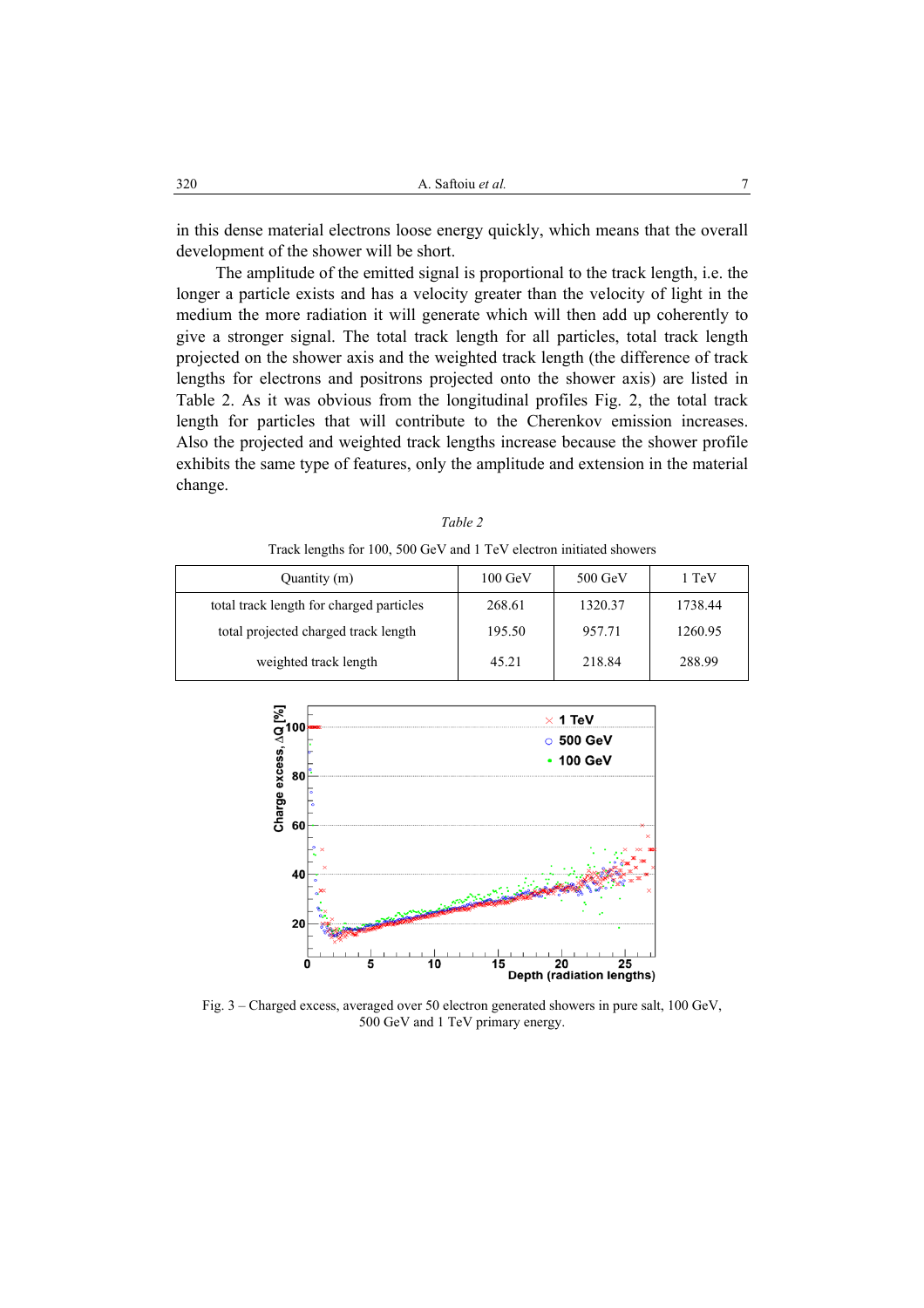in this dense material electrons loose energy quickly, which means that the overall development of the shower will be short.

The amplitude of the emitted signal is proportional to the track length, i.e. the longer a particle exists and has a velocity greater than the velocity of light in the medium the more radiation it will generate which will then add up coherently to give a stronger signal. The total track length for all particles, total track length projected on the shower axis and the weighted track length (the difference of track lengths for electrons and positrons projected onto the shower axis) are listed in Table 2. As it was obvious from the longitudinal profiles Fig. 2, the total track length for particles that will contribute to the Cherenkov emission increases. Also the projected and weighted track lengths increase because the shower profile exhibits the same type of features, only the amplitude and extension in the material change.

*Table 2*

Track lengths for 100, 500 GeV and 1 TeV electron initiated showers

| Quantity (m) | 100 GeV | 500 GeV | 1 TeV |
|---|---|---|---|
| total track length for charged particles | 268.61 | 1320.37 | 1738.44 |
| total projected charged track length | 195.50 | 957.71 | 1260.95 |
| weighted track length | 45.21 | 218.84 | 288.99 |

Charge excess, ΔQ [%]

100
80
60
40
20
0

0 5 10 15 20 25

Depth (radiation lengths)

1 TeV
500 GeV
100 GeV

Fig. 3 – Charged excess, averaged over 50 electron generated showers in pure salt, 100 GeV, 500 GeV and 1 TeV primary energy.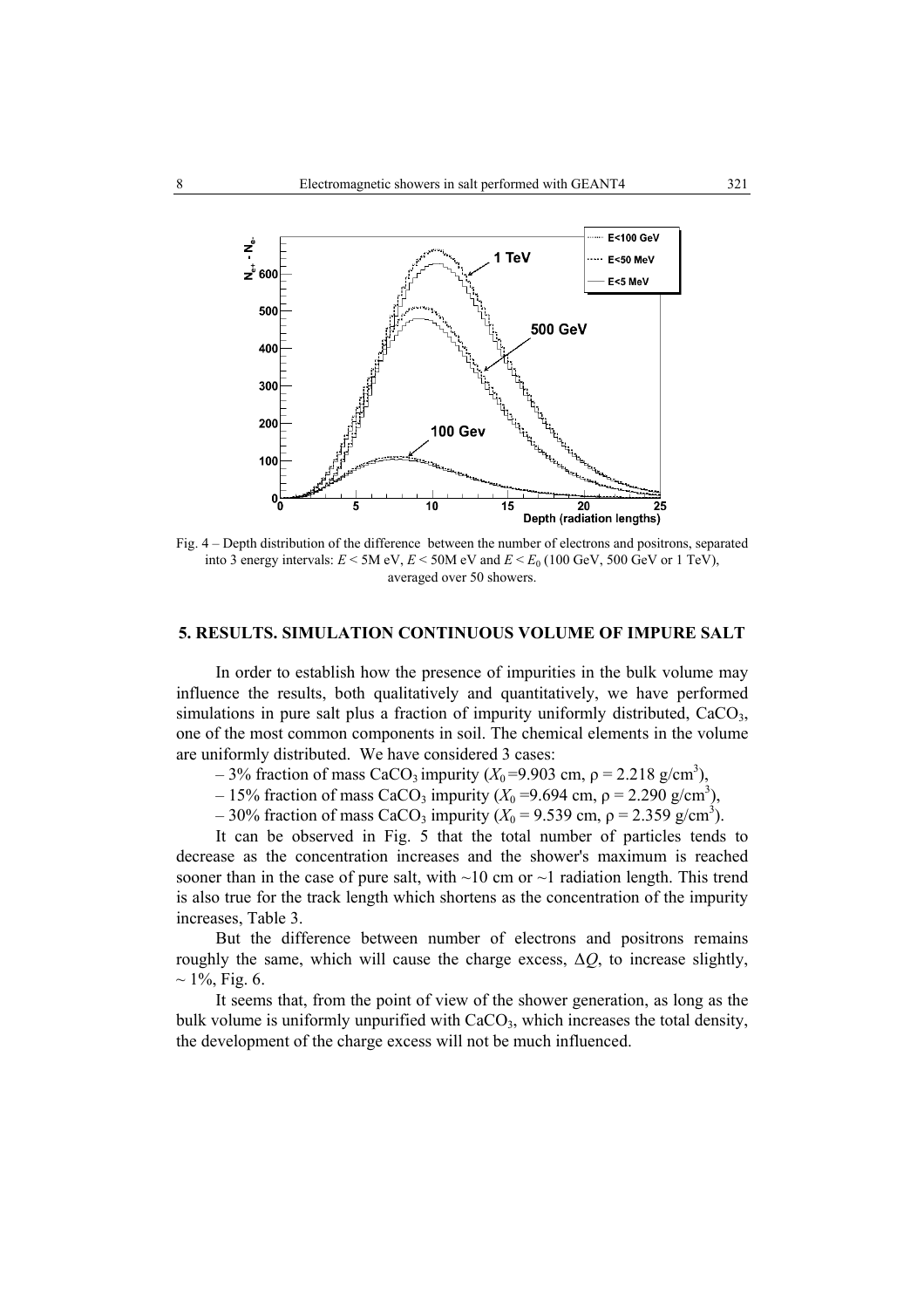$N_{e^+} - N_{e^-}$

600

500

400

300

200

100

0

0 5 10 15 20 25

Depth (radiation lengths)

1 TeV

500 GeV

100 Gev

E<100 GeV

E<50 MeV

E<5 MeV

Fig. 4 – Depth distribution of the difference between the number of electrons and positrons, separated into 3 energy intervals: $E$ < 5M eV, $E$ < 50M eV and $E < E_0$ (100 GeV, 500 GeV or 1 TeV), averaged over 50 showers.

## 5. RESULTS. SIMULATION CONTINUOUS VOLUME OF IMPURE SALT

In order to establish how the presence of impurities in the bulk volume may influence the results, both qualitatively and quantitatively, we have performed simulations in pure salt plus a fraction of impurity uniformly distributed, $CaCO_3$, one of the most common components in soil. The chemical elements in the volume are uniformly distributed. We have considered 3 cases:

– 3% fraction of mass $CaCO_3$ impurity ($X_0$ =9.903 cm, $\rho$ = 2.218 g/cm$^3$),

– 15% fraction of mass $CaCO_3$ impurity ($X_0$ =9.694 cm, $\rho$ = 2.290 g/cm$^3$),

– 30% fraction of mass $CaCO_3$ impurity ($X_0$ = 9.539 cm, $\rho$ = 2.359 g/cm$^3$).

It can be observed in Fig. 5 that the total number of particles tends to decrease as the concentration increases and the shower's maximum is reached sooner than in the case of pure salt, with ~10 cm or ~1 radiation length. This trend is also true for the track length which shortens as the concentration of the impurity increases, Table 3.

But the difference between number of electrons and positrons remains roughly the same, which will cause the charge excess, $\Delta Q$, to increase slightly, ~ 1%, Fig. 6.

It seems that, from the point of view of the shower generation, as long as the bulk volume is uniformly unpurified with $CaCO_3$, which increases the total density, the development of the charge excess will not be much influenced.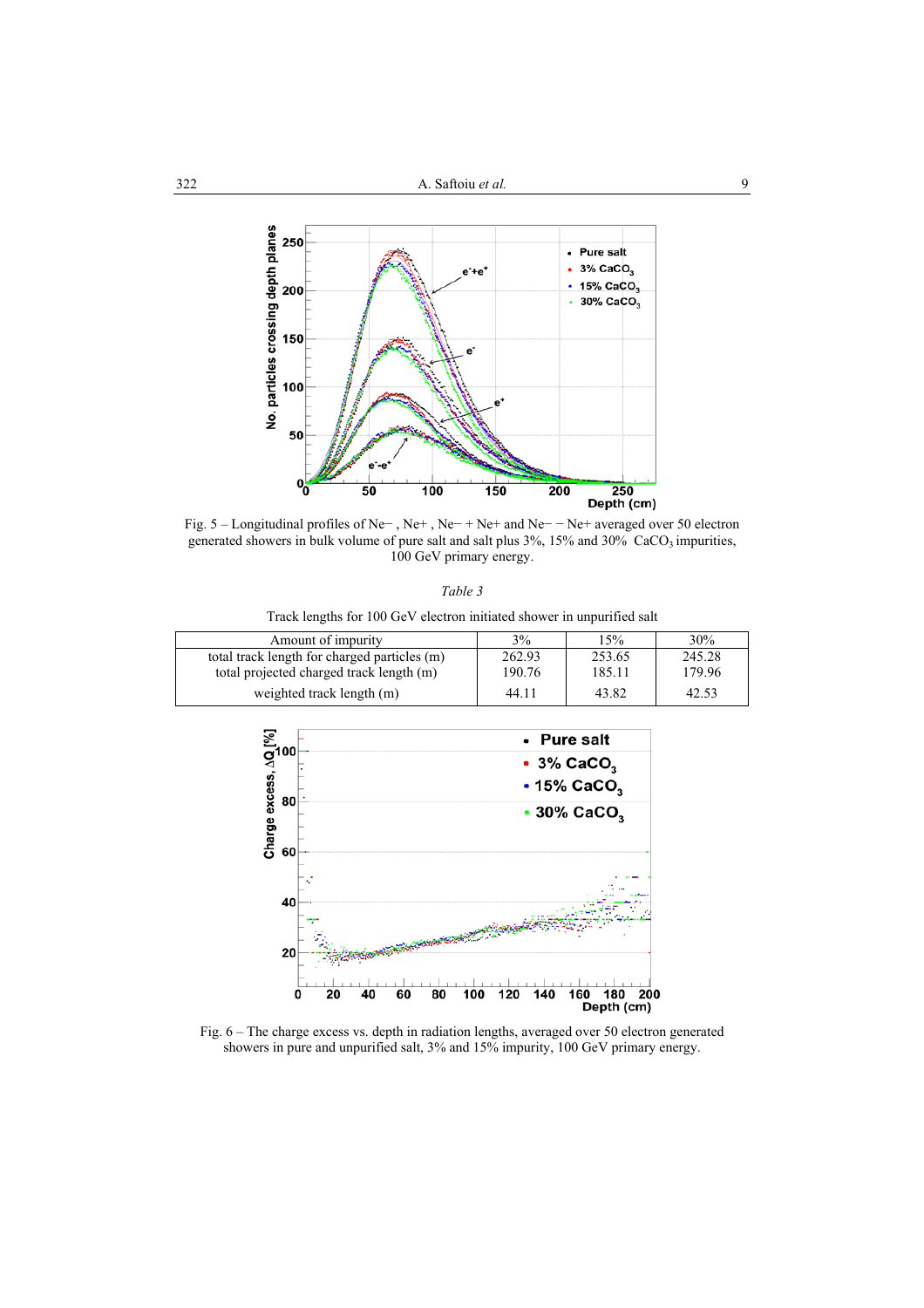Fig. 5 – Longitudinal profiles of Ne− , Ne+ , Ne− + Ne+ and Ne− − Ne+ averaged over 50 electron generated showers in bulk volume of pure salt and salt plus 3%, 15% and 30% $CaCO_3$ impurities, 100 GeV primary energy.

*Table 3*

Track lengths for 100 GeV electron initiated shower in unpurified salt

| Amount of impurity | 3% | 15% | 30% |
|---|---|---|---|
| total track length for charged particles (m) | 262.93 | 253.65 | 245.28 |
| total projected charged track length (m) | 190.76 | 185.11 | 179.96 |
| weighted track length (m) | 44.11 | 43.82 | 42.53 |

Fig. 6 – The charge excess vs. depth in radiation lengths, averaged over 50 electron generated showers in pure and unpurified salt, 3% and 15% impurity, 100 GeV primary energy.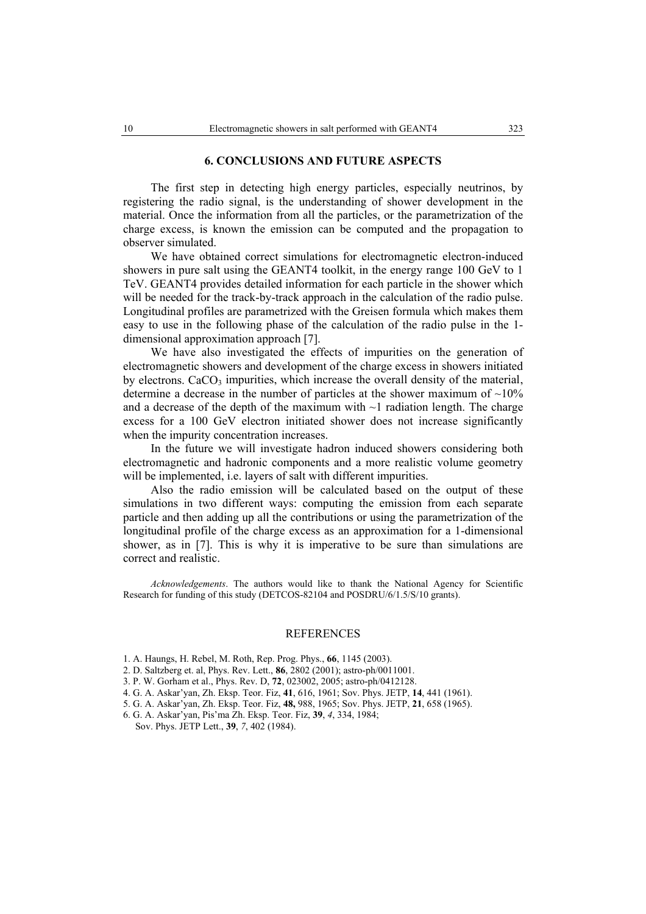## 6. CONCLUSIONS AND FUTURE ASPECTS

The first step in detecting high energy particles, especially neutrinos, by registering the radio signal, is the understanding of shower development in the material. Once the information from all the particles, or the parametrization of the charge excess, is known the emission can be computed and the propagation to observer simulated.

We have obtained correct simulations for electromagnetic electron-induced showers in pure salt using the GEANT4 toolkit, in the energy range 100 GeV to 1 TeV. GEANT4 provides detailed information for each particle in the shower which will be needed for the track-by-track approach in the calculation of the radio pulse. Longitudinal profiles are parametrized with the Greisen formula which makes them easy to use in the following phase of the calculation of the radio pulse in the 1-dimensional approximation approach [7].

We have also investigated the effects of impurities on the generation of electromagnetic showers and development of the charge excess in showers initiated by electrons. $CaCO_3$ impurities, which increase the overall density of the material, determine a decrease in the number of particles at the shower maximum of ~10% and a decrease of the depth of the maximum with ~1 radiation length. The charge excess for a 100 GeV electron initiated shower does not increase significantly when the impurity concentration increases.

In the future we will investigate hadron induced showers considering both electromagnetic and hadronic components and a more realistic volume geometry will be implemented, i.e. layers of salt with different impurities.

Also the radio emission will be calculated based on the output of these simulations in two different ways: computing the emission from each separate particle and then adding up all the contributions or using the parametrization of the longitudinal profile of the charge excess as an approximation for a 1-dimensional shower, as in [7]. This is why it is imperative to be sure than simulations are correct and realistic.

*Acknowledgements*. The authors would like to thank the National Agency for Scientific Research for funding of this study (DETCOS-82104 and POSDRU/6/1.5/S/10 grants).

## REFERENCES

1. A. Haungs, H. Rebel, M. Roth, Rep. Prog. Phys., **66**, 1145 (2003).
2. D. Saltzberg et. al, Phys. Rev. Lett., **86**, 2802 (2001); astro-ph/0011001.
3. P. W. Gorham et al., Phys. Rev. D, **72**, 023002, 2005; astro-ph/0412128.
4. G. A. Askar'yan, Zh. Eksp. Teor. Fiz, **41**, 616, 1961; Sov. Phys. JETP, **14**, 441 (1961).
5. G. A. Askar'yan, Zh. Eksp. Teor. Fiz, **48,** 988, 1965; Sov. Phys. JETP, **21**, 658 (1965).
6. G. A. Askar'yan, Pis'ma Zh. Eksp. Teor. Fiz, **39**, *4*, 334, 1984;
   Sov. Phys. JETP Lett., **39**, *7*, 402 (1984).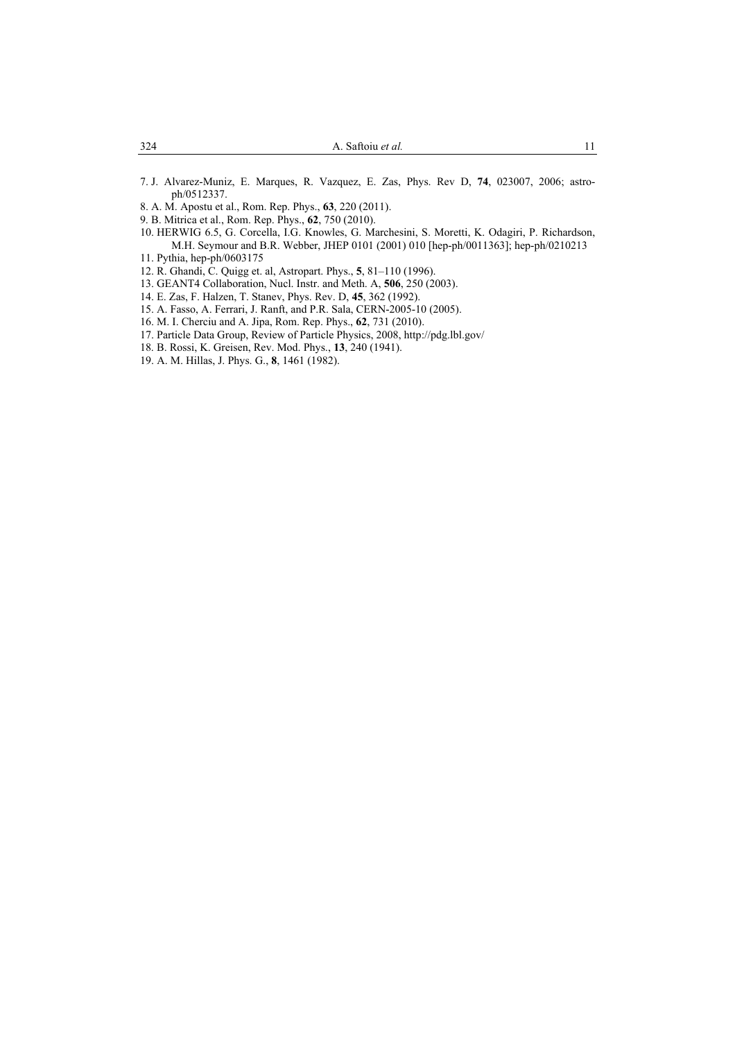7. J. Alvarez-Muniz, E. Marques, R. Vazquez, E. Zas, Phys. Rev D, **74**, 023007, 2006; astro-ph/0512337.
8. A. M. Apostu et al., Rom. Rep. Phys., **63**, 220 (2011).
9. B. Mitrica et al., Rom. Rep. Phys., **62**, 750 (2010).
10. HERWIG 6.5, G. Corcella, I.G. Knowles, G. Marchesini, S. Moretti, K. Odagiri, P. Richardson, M.H. Seymour and B.R. Webber, JHEP 0101 (2001) 010 [hep-ph/0011363]; hep-ph/0210213
11. Pythia, hep-ph/0603175
12. R. Ghandi, C. Quigg et. al, Astropart. Phys., **5**, 81–110 (1996).
13. GEANT4 Collaboration, Nucl. Instr. and Meth. A, **506**, 250 (2003).
14. E. Zas, F. Halzen, T. Stanev, Phys. Rev. D, **45**, 362 (1992).
15. A. Fasso, A. Ferrari, J. Ranft, and P.R. Sala, CERN-2005-10 (2005).
16. M. I. Cherciu and A. Jipa, Rom. Rep. Phys., **62**, 731 (2010).
17. Particle Data Group, Review of Particle Physics, 2008, http://pdg.lbl.gov/
18. B. Rossi, K. Greisen, Rev. Mod. Phys., **13**, 240 (1941).
19. A. M. Hillas, J. Phys. G., **8**, 1461 (1982).